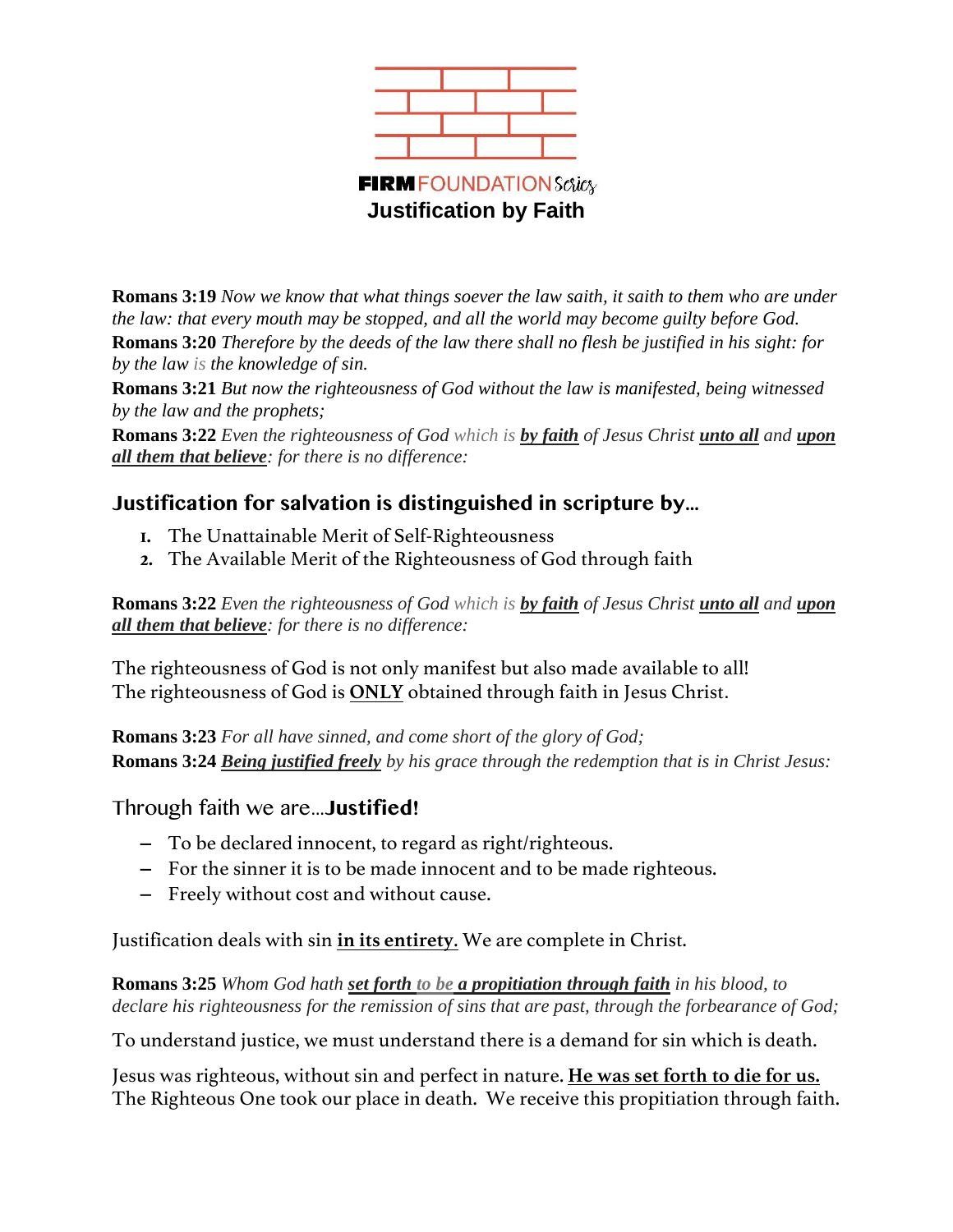FIRM FOUNDATION Series

# Justification by Faith

**Romans 3:19** *Now we know that what things soever the law saith, it saith to them who are under the law: that every mouth may be stopped, and all the world may become guilty before God.*
**Romans 3:20** *Therefore by the deeds of the law there shall no flesh be justified in his sight: for by the law is the knowledge of sin.*
**Romans 3:21** *But now the righteousness of God without the law is manifested, being witnessed by the law and the prophets;*
**Romans 3:22** *Even the righteousness of God which is **by faith** of Jesus Christ **unto all** and **upon all them that believe**: for there is no difference:*

## Justification for salvation is distinguished in scripture by…

1. The Unattainable Merit of Self-Righteousness
2. The Available Merit of the Righteousness of God through faith

**Romans 3:22** *Even the righteousness of God which is **by faith** of Jesus Christ **unto all** and **upon all them that believe**: for there is no difference:*

The righteousness of God is not only manifest but also made available to all!
The righteousness of God is **ONLY** obtained through faith in Jesus Christ.

**Romans 3:23** *For all have sinned, and come short of the glory of God;*
**Romans 3:24** ***Being justified freely** by his grace through the redemption that is in Christ Jesus:*

## Through faith we are…**Justified!**

- To be declared innocent, to regard as right/righteous.
- For the sinner it is to be made innocent and to be made righteous.
- Freely without cost and without cause.

Justification deals with sin **in its entirety.** We are complete in Christ.

**Romans 3:25** *Whom God hath **set forth to be a propitiation through faith** in his blood, to declare his righteousness for the remission of sins that are past, through the forbearance of God;*

To understand justice, we must understand there is a demand for sin which is death.

Jesus was righteous, without sin and perfect in nature. **He was set forth to die for us.** The Righteous One took our place in death. We receive this propitiation through faith.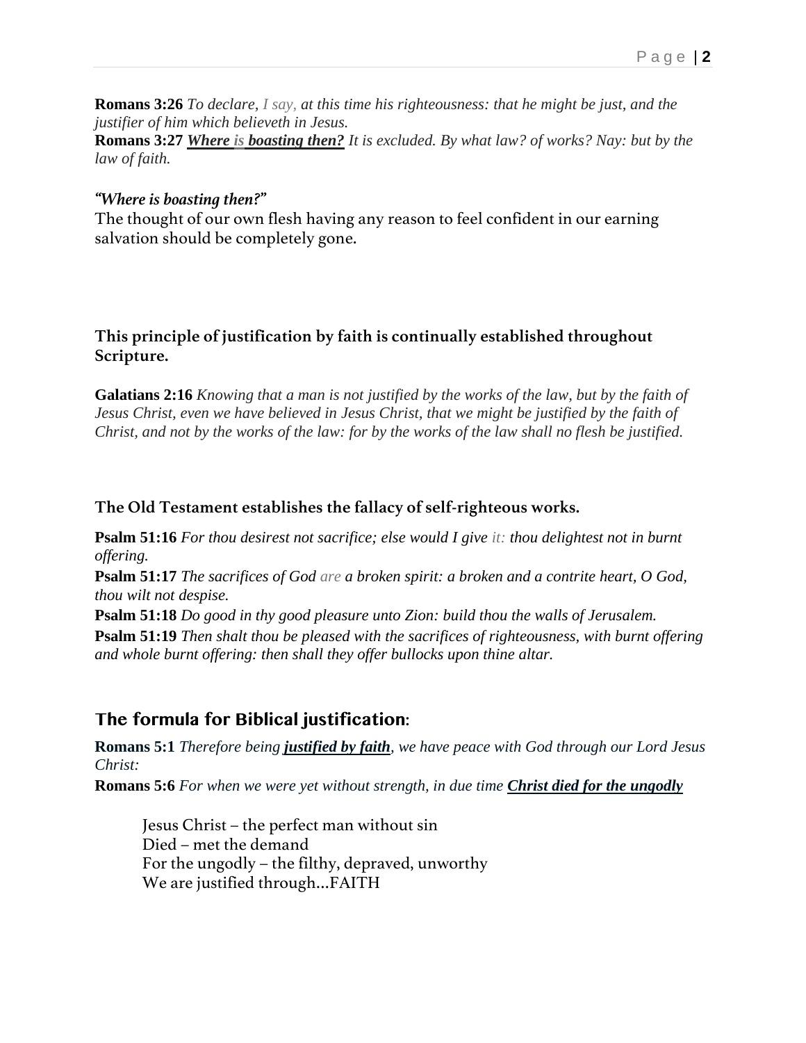**Romans 3:26** *To declare, I say, at this time his righteousness: that he might be just, and the justifier of him which believeth in Jesus.*
**Romans 3:27** ***Where is boasting then?*** *It is excluded. By what law? of works? Nay: but by the law of faith.*

***"Where is boasting then?"***
The thought of our own flesh having any reason to feel confident in our earning salvation should be completely gone.

### This principle of justification by faith is continually established throughout Scripture.

**Galatians 2:16** *Knowing that a man is not justified by the works of the law, but by the faith of Jesus Christ, even we have believed in Jesus Christ, that we might be justified by the faith of Christ, and not by the works of the law: for by the works of the law shall no flesh be justified.*

### The Old Testament establishes the fallacy of self-righteous works.

**Psalm 51:16** *For thou desirest not sacrifice; else would I give it: thou delightest not in burnt offering.*
**Psalm 51:17** *The sacrifices of God are a broken spirit: a broken and a contrite heart, O God, thou wilt not despise.*
**Psalm 51:18** *Do good in thy good pleasure unto Zion: build thou the walls of Jerusalem.*
**Psalm 51:19** *Then shalt thou be pleased with the sacrifices of righteousness, with burnt offering and whole burnt offering: then shall they offer bullocks upon thine altar.*

## The formula for Biblical justification:

**Romans 5:1** *Therefore being **justified by faith**, we have peace with God through our Lord Jesus Christ:*
**Romans 5:6** *For when we were yet without strength, in due time **Christ died for the ungodly***

Jesus Christ – the perfect man without sin
Died – met the demand
For the ungodly – the filthy, depraved, unworthy
We are justified through…FAITH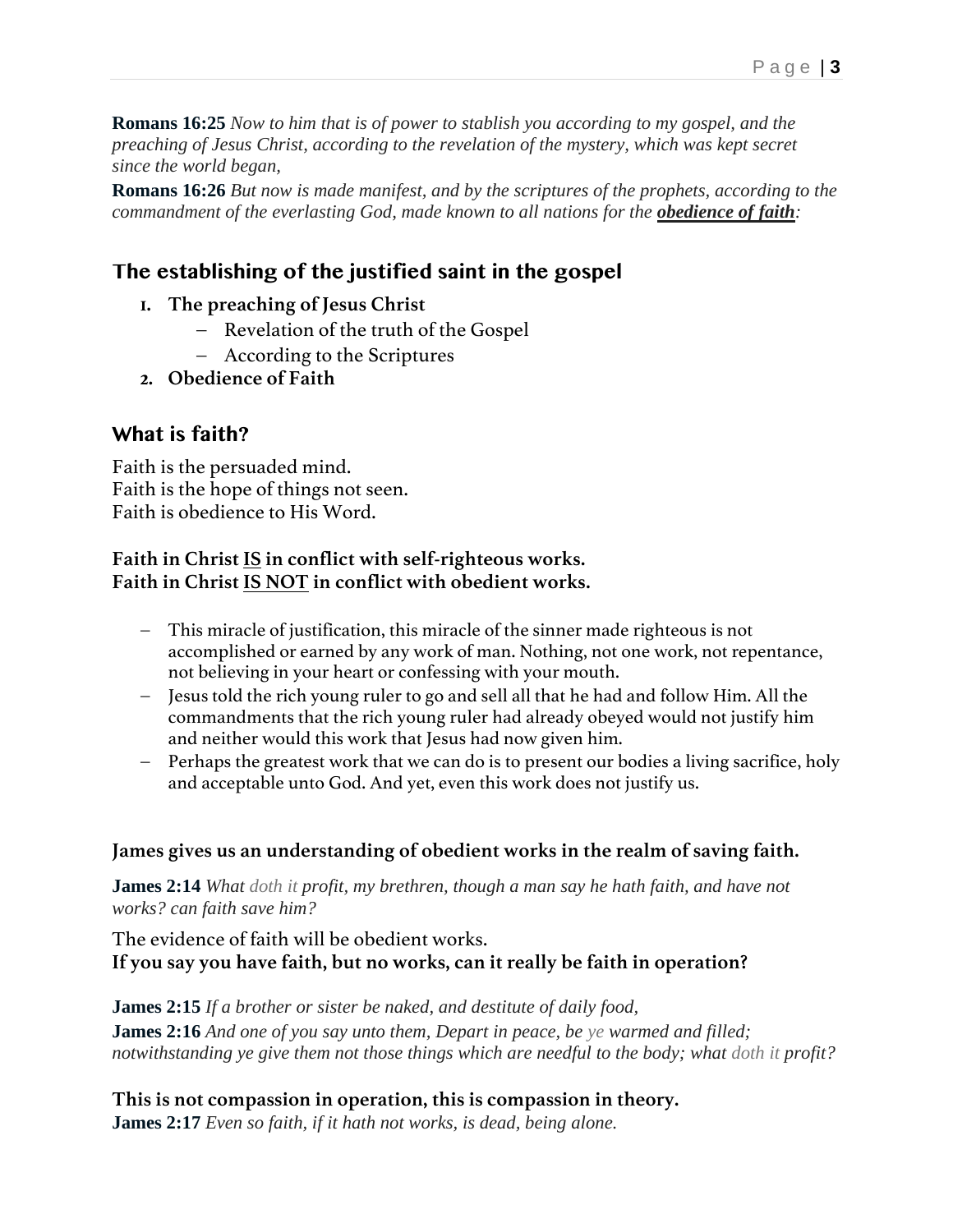**Romans 16:25** *Now to him that is of power to stablish you according to my gospel, and the preaching of Jesus Christ, according to the revelation of the mystery, which was kept secret since the world began,*

**Romans 16:26** *But now is made manifest, and by the scriptures of the prophets, according to the commandment of the everlasting God, made known to all nations for the* ***<u>obedience of faith</u>****:*

## The establishing of the justified saint in the gospel

1. **The preaching of Jesus Christ**
   - Revelation of the truth of the Gospel
   - According to the Scriptures
2. **Obedience of Faith**

## What is faith?

Faith is the persuaded mind.
Faith is the hope of things not seen.
Faith is obedience to His Word.

**Faith in Christ <u>IS</u> in conflict with self-righteous works.**
**Faith in Christ <u>IS NOT</u> in conflict with obedient works.**

- This miracle of justification, this miracle of the sinner made righteous is not accomplished or earned by any work of man. Nothing, not one work, not repentance, not believing in your heart or confessing with your mouth.
- Jesus told the rich young ruler to go and sell all that he had and follow Him. All the commandments that the rich young ruler had already obeyed would not justify him and neither would this work that Jesus had now given him.
- Perhaps the greatest work that we can do is to present our bodies a living sacrifice, holy and acceptable unto God. And yet, even this work does not justify us.

**James gives us an understanding of obedient works in the realm of saving faith.**

**James 2:14** *What doth it profit, my brethren, though a man say he hath faith, and have not works? can faith save him?*

The evidence of faith will be obedient works.
**If you say you have faith, but no works, can it really be faith in operation?**

**James 2:15** *If a brother or sister be naked, and destitute of daily food,*

**James 2:16** *And one of you say unto them, Depart in peace, be ye warmed and filled; notwithstanding ye give them not those things which are needful to the body; what doth it profit?*

**This is not compassion in operation, this is compassion in theory.**
**James 2:17** *Even so faith, if it hath not works, is dead, being alone.*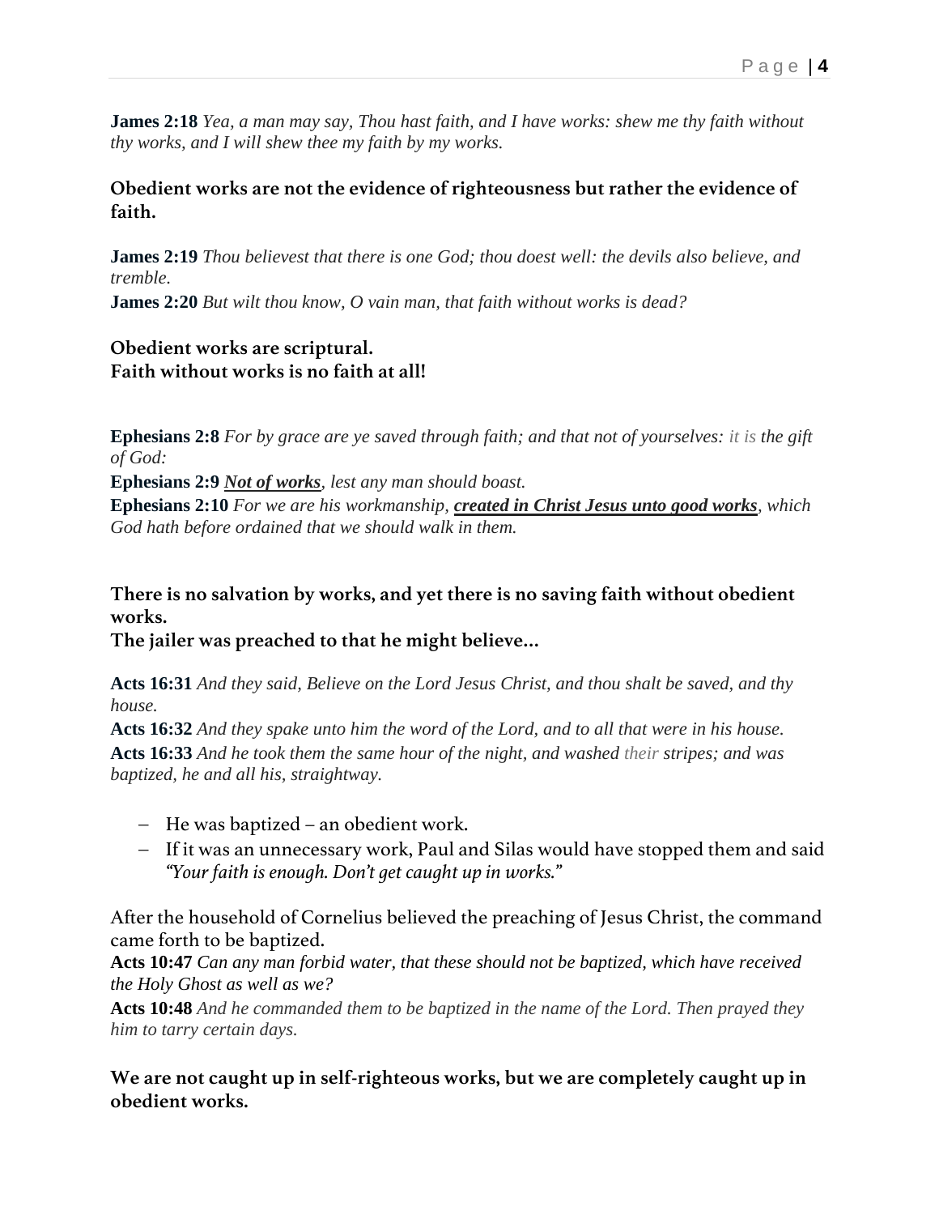**James 2:18** *Yea, a man may say, Thou hast faith, and I have works: shew me thy faith without thy works, and I will shew thee my faith by my works.*

**Obedient works are not the evidence of righteousness but rather the evidence of faith.**

**James 2:19** *Thou believest that there is one God; thou doest well: the devils also believe, and tremble.*
**James 2:20** *But wilt thou know, O vain man, that faith without works is dead?*

**Obedient works are scriptural.**
**Faith without works is no faith at all!**

**Ephesians 2:8** *For by grace are ye saved through faith; and that not of yourselves: it is the gift of God:*
**Ephesians 2:9** ***<u>Not of works</u>****, lest any man should boast.*
**Ephesians 2:10** *For we are his workmanship,* ***<u>created in Christ Jesus unto good works</u>****, which God hath before ordained that we should walk in them.*

**There is no salvation by works, and yet there is no saving faith without obedient works.**
**The jailer was preached to that he might believe…**

**Acts 16:31** *And they said, Believe on the Lord Jesus Christ, and thou shalt be saved, and thy house.*
**Acts 16:32** *And they spake unto him the word of the Lord, and to all that were in his house.*
**Acts 16:33** *And he took them the same hour of the night, and washed their stripes; and was baptized, he and all his, straightway.*

- He was baptized – an obedient work.
- If it was an unnecessary work, Paul and Silas would have stopped them and said *"Your faith is enough. Don't get caught up in works."*

After the household of Cornelius believed the preaching of Jesus Christ, the command came forth to be baptized.
**Acts 10:47** *Can any man forbid water, that these should not be baptized, which have received the Holy Ghost as well as we?*
**Acts 10:48** *And he commanded them to be baptized in the name of the Lord. Then prayed they him to tarry certain days.*

**We are not caught up in self-righteous works, but we are completely caught up in obedient works.**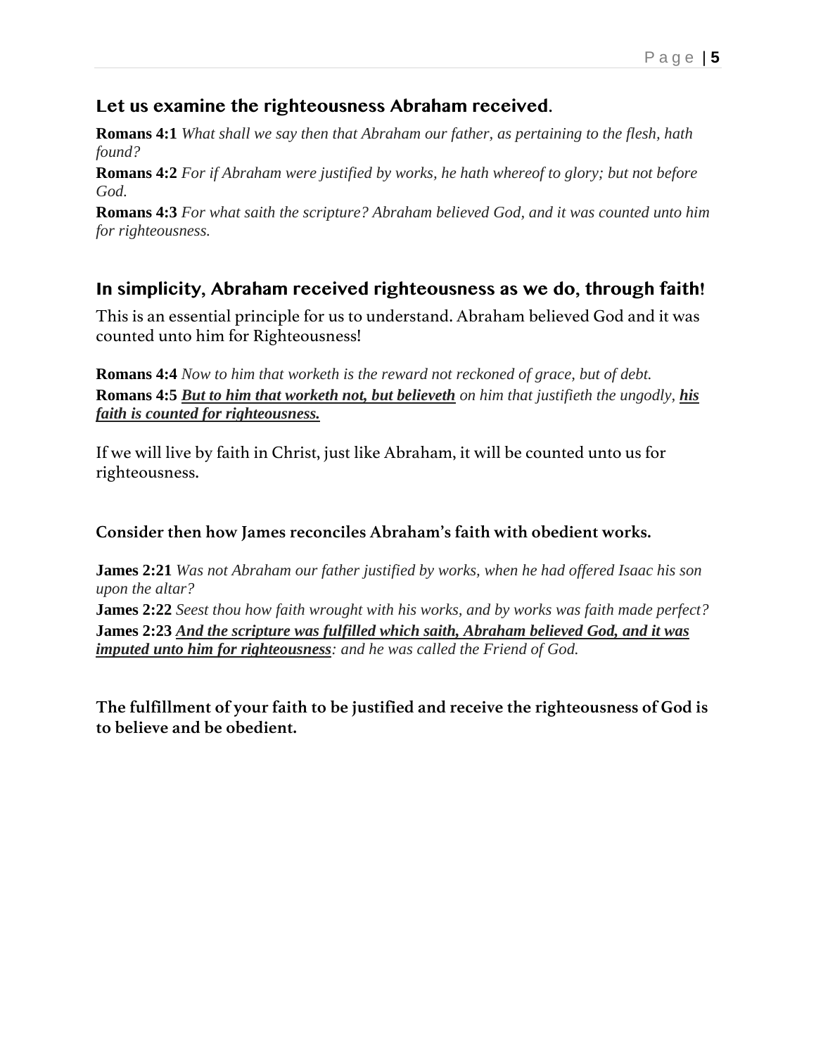## Let us examine the righteousness Abraham received.

**Romans 4:1** *What shall we say then that Abraham our father, as pertaining to the flesh, hath found?*
**Romans 4:2** *For if Abraham were justified by works, he hath whereof to glory; but not before God.*
**Romans 4:3** *For what saith the scripture? Abraham believed God, and it was counted unto him for righteousness.*

## In simplicity, Abraham received righteousness as we do, through faith!

This is an essential principle for us to understand. Abraham believed God and it was counted unto him for Righteousness!

**Romans 4:4** *Now to him that worketh is the reward not reckoned of grace, but of debt.*
**Romans 4:5** ***But to him that worketh not, but believeth*** *on him that justifieth the ungodly,* ***his faith is counted for righteousness.***

If we will live by faith in Christ, just like Abraham, it will be counted unto us for righteousness.

**Consider then how James reconciles Abraham's faith with obedient works.**

**James 2:21** *Was not Abraham our father justified by works, when he had offered Isaac his son upon the altar?*
**James 2:22** *Seest thou how faith wrought with his works, and by works was faith made perfect?*
**James 2:23** ***And the scripture was fulfilled which saith, Abraham believed God, and it was imputed unto him for righteousness****: and he was called the Friend of God.*

**The fulfillment of your faith to be justified and receive the righteousness of God is to believe and be obedient.**